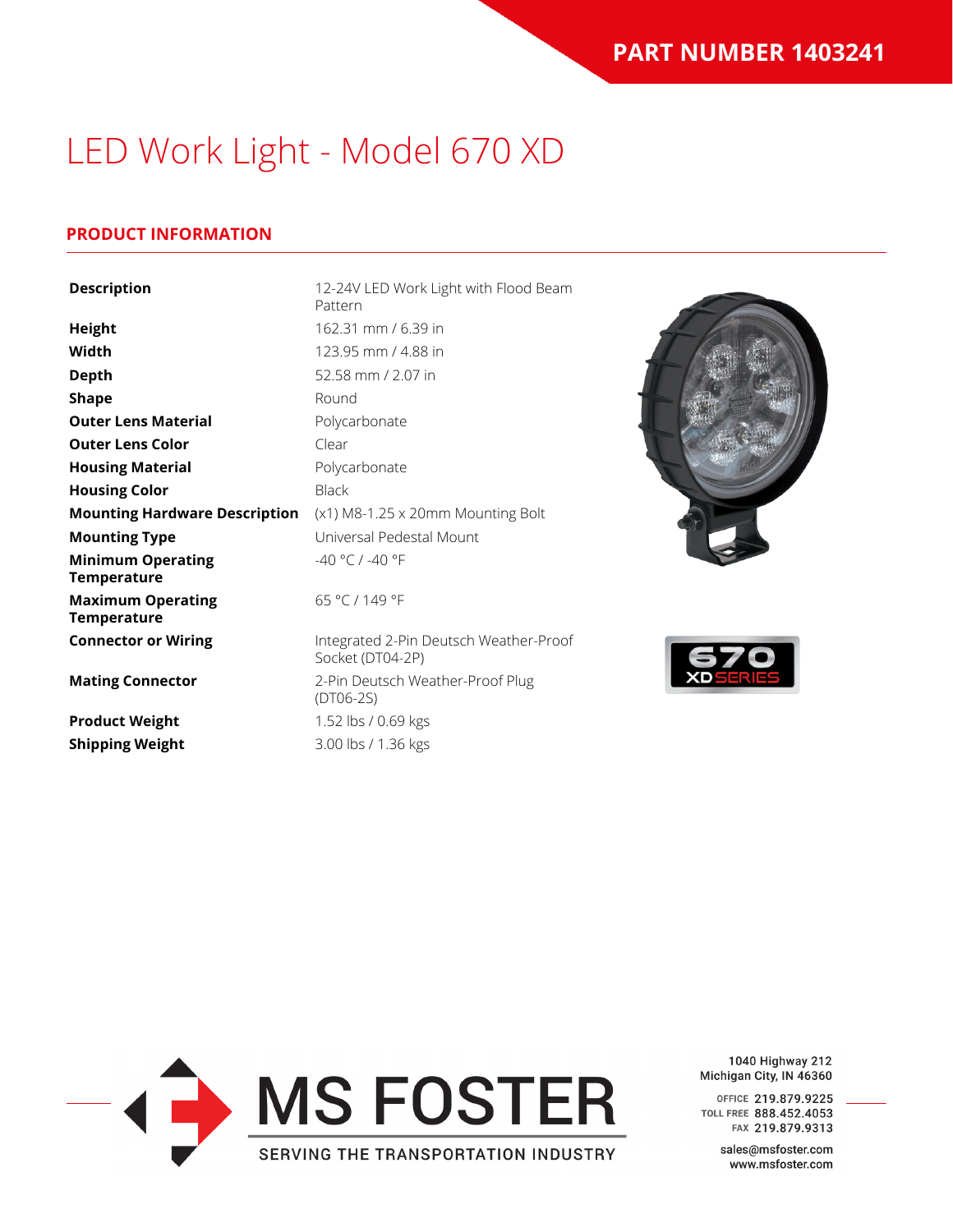**PART NUMBER 1403241**

# LED Work Light - Model 670 XD

## PRODUCT INFORMATION

| | |
|---|---|
| **Description** | 12-24V LED Work Light with Flood Beam Pattern |
| **Height** | 162.31 mm / 6.39 in |
| **Width** | 123.95 mm / 4.88 in |
| **Depth** | 52.58 mm / 2.07 in |
| **Shape** | Round |
| **Outer Lens Material** | Polycarbonate |
| **Outer Lens Color** | Clear |
| **Housing Material** | Polycarbonate |
| **Housing Color** | Black |
| **Mounting Hardware Description** | (x1) M8-1.25 x 20mm Mounting Bolt |
| **Mounting Type** | Universal Pedestal Mount |
| **Minimum Operating Temperature** | -40 °C / -40 °F |
| **Maximum Operating Temperature** | 65 °C / 149 °F |
| **Connector or Wiring** | Integrated 2-Pin Deutsch Weather-Proof Socket (DT04-2P) |
| **Mating Connector** | 2-Pin Deutsch Weather-Proof Plug (DT06-2S) |
| **Product Weight** | 1.52 lbs / 0.69 kgs |
| **Shipping Weight** | 3.00 lbs / 1.36 kgs |

670 XD SERIES

MS FOSTER

SERVING THE TRANSPORTATION INDUSTRY

1040 Highway 212
Michigan City, IN 46360

OFFICE 219.879.9225
TOLL FREE 888.452.4053
FAX 219.879.9313

sales@msfoster.com
www.msfoster.com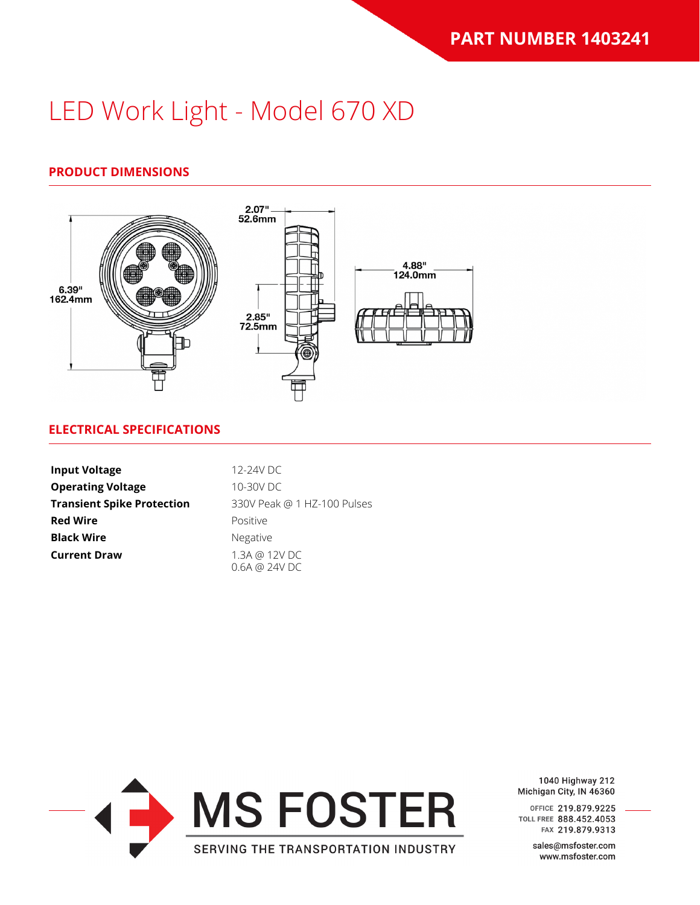PART NUMBER 1403241

# LED Work Light - Model 670 XD

## PRODUCT DIMENSIONS

6.39"
162.4mm

2.07"
52.6mm

2.85"
72.5mm

4.88"
124.0mm

## ELECTRICAL SPECIFICATIONS

| | |
|---|---|
| **Input Voltage** | 12-24V DC |
| **Operating Voltage** | 10-30V DC |
| **Transient Spike Protection** | 330V Peak @ 1 HZ-100 Pulses |
| **Red Wire** | Positive |
| **Black Wire** | Negative |
| **Current Draw** | 1.3A @ 12V DC<br>0.6A @ 24V DC |

MS FOSTER
SERVING THE TRANSPORTATION INDUSTRY

1040 Highway 212
Michigan City, IN 46360

OFFICE 219.879.9225
TOLL FREE 888.452.4053
FAX 219.879.9313

sales@msfoster.com
www.msfoster.com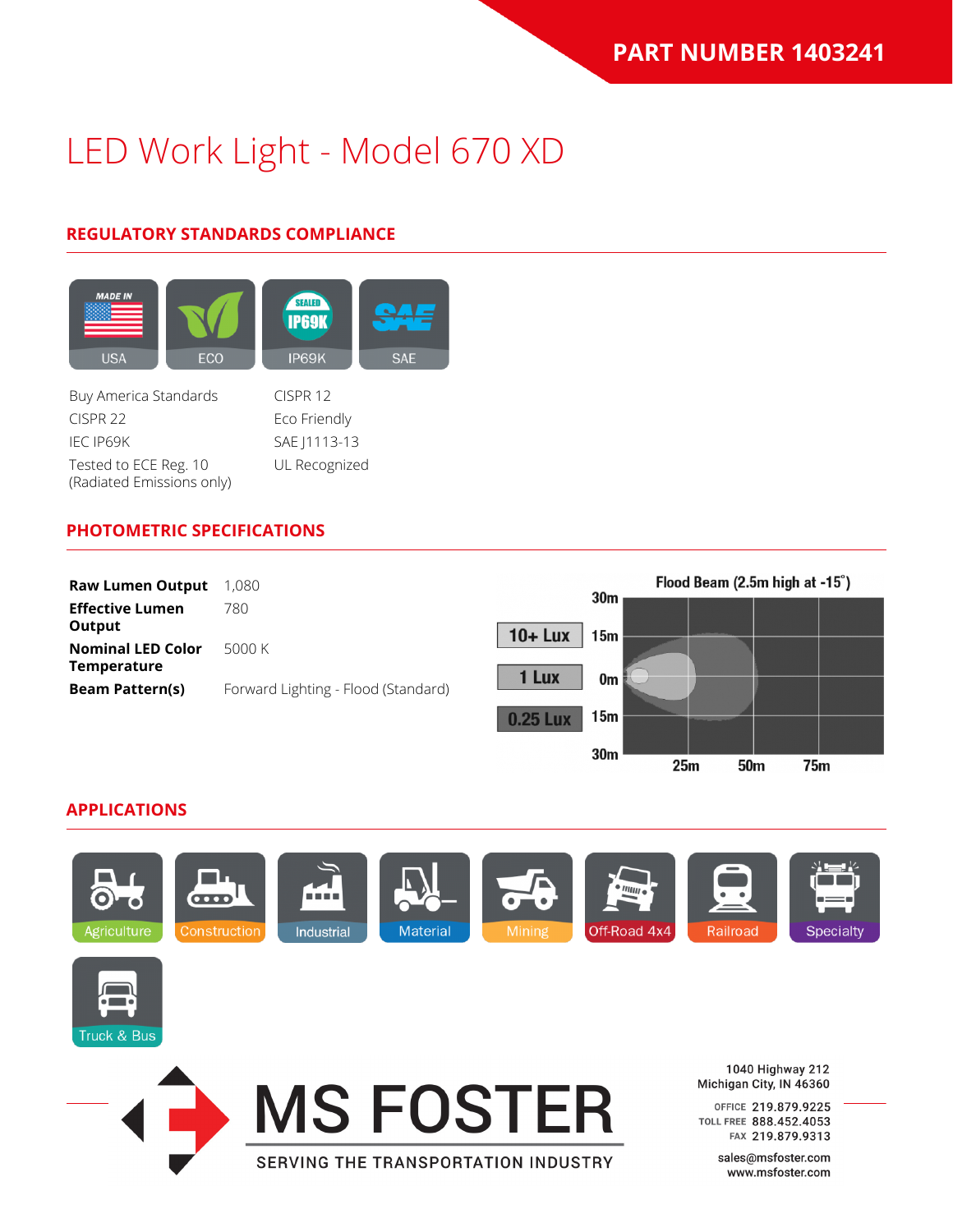**PART NUMBER 1403241**

# LED Work Light - Model 670 XD

## REGULATORY STANDARDS COMPLIANCE

USA | ECO | IP69K | SAE

- Buy America Standards
- CISPR 22
- IEC IP69K
- Tested to ECE Reg. 10 (Radiated Emissions only)
- CISPR 12
- Eco Friendly
- SAE J1113-13
- UL Recognized

## PHOTOMETRIC SPECIFICATIONS

| | |
|---|---|
| **Raw Lumen Output** | 1,080 |
| **Effective Lumen Output** | 780 |
| **Nominal LED Color Temperature** | 5000 K |
| **Beam Pattern(s)** | Forward Lighting - Flood (Standard) |

Flood Beam (2.5m high at -15˚)

10+ Lux | 1 Lux | 0.25 Lux

30m, 15m, 0m, 15m, 30m; 25m, 50m, 75m

## APPLICATIONS

Agriculture | Construction | Industrial | Material | Mining | Off-Road 4x4 | Railroad | Specialty | Truck & Bus

MS FOSTER
SERVING THE TRANSPORTATION INDUSTRY

1040 Highway 212
Michigan City, IN 46360

OFFICE 219.879.9225
TOLL FREE 888.452.4053
FAX 219.879.9313

sales@msfoster.com
www.msfoster.com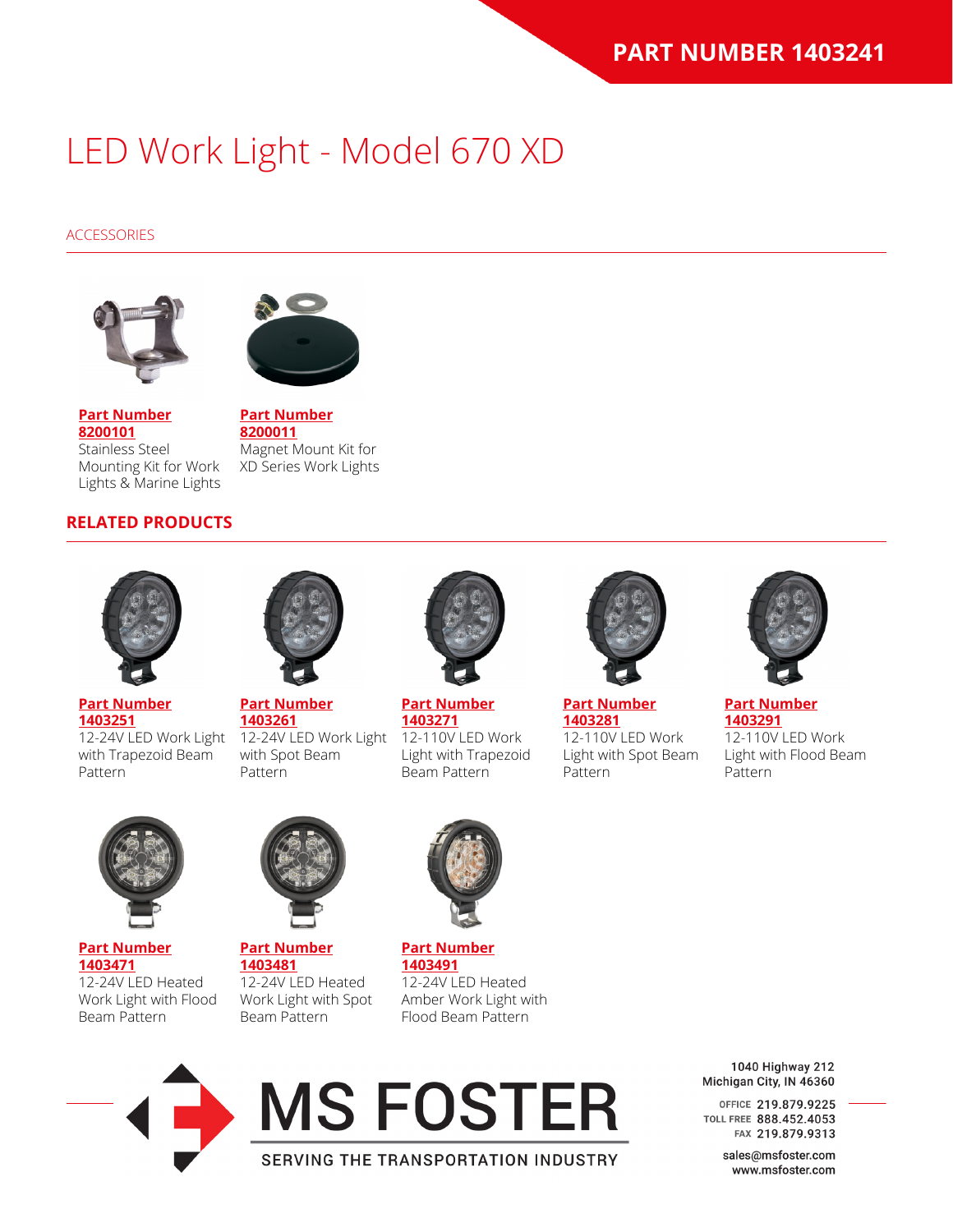PART NUMBER 1403241

# LED Work Light - Model 670 XD

## ACCESSORIES

**Part Number 8200101**
Stainless Steel Mounting Kit for Work Lights & Marine Lights

**Part Number 8200011**
Magnet Mount Kit for XD Series Work Lights

## RELATED PRODUCTS

**Part Number 1403251**
12-24V LED Work Light with Trapezoid Beam Pattern

**Part Number 1403261**
12-24V LED Work Light with Spot Beam Pattern

**Part Number 1403271**
12-110V LED Work Light with Trapezoid Beam Pattern

**Part Number 1403281**
12-110V LED Work Light with Spot Beam Pattern

**Part Number 1403291**
12-110V LED Work Light with Flood Beam Pattern

**Part Number 1403471**
12-24V LED Heated Work Light with Flood Beam Pattern

**Part Number 1403481**
12-24V LED Heated Work Light with Spot Beam Pattern

**Part Number 1403491**
12-24V LED Heated Amber Work Light with Flood Beam Pattern

MS FOSTER
SERVING THE TRANSPORTATION INDUSTRY

1040 Highway 212
Michigan City, IN 46360

OFFICE 219.879.9225
TOLL FREE 888.452.4053
FAX 219.879.9313

sales@msfoster.com
www.msfoster.com